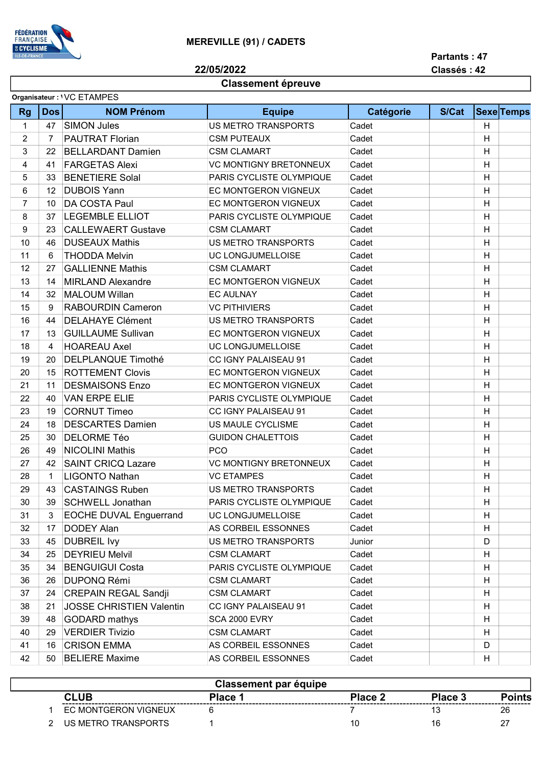# MEREVILLE (91) / CADETS

22/05/2022

Partants : 47
Classés : 42

## Classement épreuve

Organisateur : VC ETAMPES

| Rg | Dos | NOM Prénom | Equipe | Catégorie | S/Cat | Sexe | Temps |
|---|---|---|---|---|---|---|---|
| 1 | 47 | SIMON Jules | US METRO TRANSPORTS | Cadet | | H | |
| 2 | 7 | PAUTRAT Florian | CSM PUTEAUX | Cadet | | H | |
| 3 | 22 | BELLARDANT Damien | CSM CLAMART | Cadet | | H | |
| 4 | 41 | FARGETAS Alexi | VC MONTIGNY BRETONNEUX | Cadet | | H | |
| 5 | 33 | BENETIERE Solal | PARIS CYCLISTE OLYMPIQUE | Cadet | | H | |
| 6 | 12 | DUBOIS Yann | EC MONTGERON VIGNEUX | Cadet | | H | |
| 7 | 10 | DA COSTA Paul | EC MONTGERON VIGNEUX | Cadet | | H | |
| 8 | 37 | LEGEMBLE ELLIOT | PARIS CYCLISTE OLYMPIQUE | Cadet | | H | |
| 9 | 23 | CALLEWAERT Gustave | CSM CLAMART | Cadet | | H | |
| 10 | 46 | DUSEAUX Mathis | US METRO TRANSPORTS | Cadet | | H | |
| 11 | 6 | THODDA Melvin | UC LONGJUMELLOISE | Cadet | | H | |
| 12 | 27 | GALLIENNE Mathis | CSM CLAMART | Cadet | | H | |
| 13 | 14 | MIRLAND Alexandre | EC MONTGERON VIGNEUX | Cadet | | H | |
| 14 | 32 | MALOUM Willan | EC AULNAY | Cadet | | H | |
| 15 | 9 | RABOURDIN Cameron | VC PITHIVIERS | Cadet | | H | |
| 16 | 44 | DELAHAYE Clément | US METRO TRANSPORTS | Cadet | | H | |
| 17 | 13 | GUILLAUME Sullivan | EC MONTGERON VIGNEUX | Cadet | | H | |
| 18 | 4 | HOAREAU Axel | UC LONGJUMELLOISE | Cadet | | H | |
| 19 | 20 | DELPLANQUE Timothé | CC IGNY PALAISEAU 91 | Cadet | | H | |
| 20 | 15 | ROTTEMENT Clovis | EC MONTGERON VIGNEUX | Cadet | | H | |
| 21 | 11 | DESMAISONS Enzo | EC MONTGERON VIGNEUX | Cadet | | H | |
| 22 | 40 | VAN ERPE ELIE | PARIS CYCLISTE OLYMPIQUE | Cadet | | H | |
| 23 | 19 | CORNUT Timeo | CC IGNY PALAISEAU 91 | Cadet | | H | |
| 24 | 18 | DESCARTES Damien | US MAULE CYCLISME | Cadet | | H | |
| 25 | 30 | DELORME Téo | GUIDON CHALETTOIS | Cadet | | H | |
| 26 | 49 | NICOLINI Mathis | PCO | Cadet | | H | |
| 27 | 42 | SAINT CRICQ Lazare | VC MONTIGNY BRETONNEUX | Cadet | | H | |
| 28 | 1 | LIGONTO Nathan | VC ETAMPES | Cadet | | H | |
| 29 | 43 | CASTAINGS Ruben | US METRO TRANSPORTS | Cadet | | H | |
| 30 | 39 | SCHWELL Jonathan | PARIS CYCLISTE OLYMPIQUE | Cadet | | H | |
| 31 | 3 | EOCHE DUVAL Enguerrand | UC LONGJUMELLOISE | Cadet | | H | |
| 32 | 17 | DODEY Alan | AS CORBEIL ESSONNES | Cadet | | H | |
| 33 | 45 | DUBREIL Ivy | US METRO TRANSPORTS | Junior | | D | |
| 34 | 25 | DEYRIEU Melvil | CSM CLAMART | Cadet | | H | |
| 35 | 34 | BENGUIGUI Costa | PARIS CYCLISTE OLYMPIQUE | Cadet | | H | |
| 36 | 26 | DUPONQ Rémi | CSM CLAMART | Cadet | | H | |
| 37 | 24 | CREPAIN REGAL Sandji | CSM CLAMART | Cadet | | H | |
| 38 | 21 | JOSSE CHRISTIEN Valentin | CC IGNY PALAISEAU 91 | Cadet | | H | |
| 39 | 48 | GODARD mathys | SCA 2000 EVRY | Cadet | | H | |
| 40 | 29 | VERDIER Tivizio | CSM CLAMART | Cadet | | H | |
| 41 | 16 | CRISON EMMA | AS CORBEIL ESSONNES | Cadet | | D | |
| 42 | 50 | BELIERE Maxime | AS CORBEIL ESSONNES | Cadet | | H | |

## Classement par équipe

| | CLUB | Place 1 | Place 2 | Place 3 | Points |
|---|---|---|---|---|---|
| 1 | EC MONTGERON VIGNEUX | 6 | 7 | 13 | 26 |
| 2 | US METRO TRANSPORTS | 1 | 10 | 16 | 27 |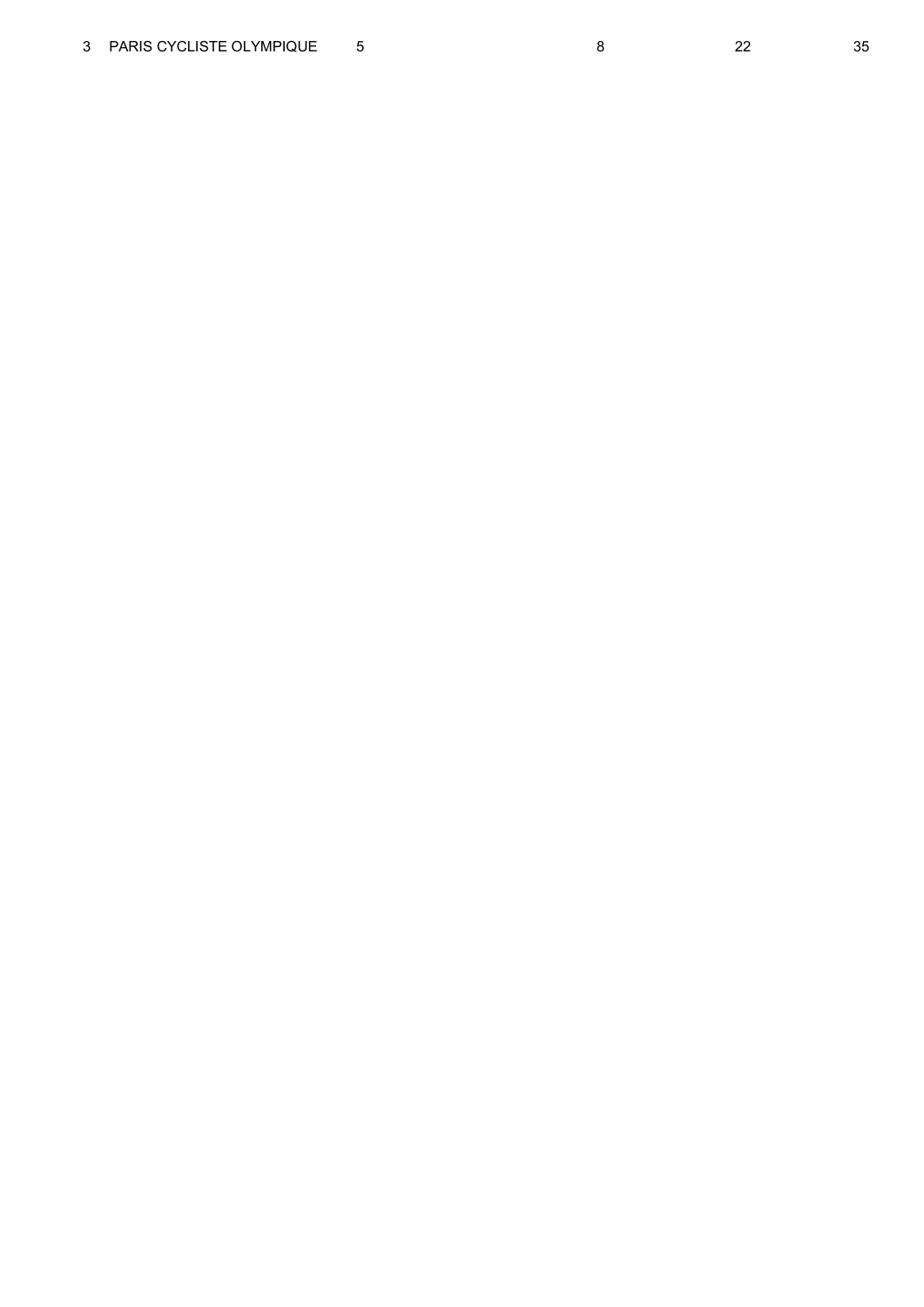| | | | | | |
|---|---|---|---|---|---|
| 3 | PARIS CYCLISTE OLYMPIQUE | 5 | 8 | 22 | 35 |